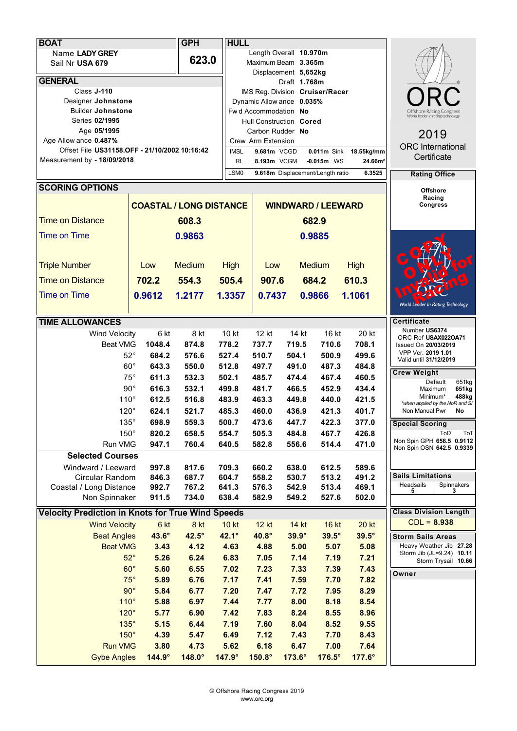## BOAT

Name **LADY GREY**
Sail Nr **USA 679**

## GPH

**623.0**

## GENERAL

Class **J-110**
Designer **Johnstone**
Builder **Johnstone**
Series **02/1995**
Age **05/1995**
Age Allowance **0.487%**
Offset File **US31158.OFF - 21/10/2002 10:16:42**
Measurement by **- 18/09/2018**

## HULL

Length Overall **10.970m**
Maximum Beam **3.365m**
Displacement **5,652kg**
Draft **1.768m**
IMS Reg. Division **Cruiser/Racer**
Dynamic Allowance **0.035%**
Fwd Accommodation **No**
Hull Construction **Cored**
Carbon Rudder **No**
Crew Arm Extension

| IMSL | 9.681m | VCGD | 0.011m | Sink | 18.55kg/mm |
|---|---|---|---|---|---|
| RL | 8.193m | VCGM | -0.015m | WS | 24.66m² |
| LSM0 | 9.618m | Displacement/Length ratio | | | 6.3525 |

**ORC**
Offshore Racing Congress
World leader in rating technology

**2019**
**ORC International Certificate**

### Rating Office

Offshore Racing Congress

## SCORING OPTIONS

| | COASTAL / LONG DISTANCE | | | WINDWARD / LEEWARD | | |
|---|---|---|---|---|---|---|
| Time on Distance | | 608.3 | | | 682.9 | |
| Time on Time | | 0.9863 | | | 0.9885 | |
| Triple Number | Low | Medium | High | Low | Medium | High |
| Time on Distance | 702.2 | 554.3 | 505.4 | 907.6 | 684.2 | 610.3 |
| Time on Time | 0.9612 | 1.2177 | 1.3357 | 0.7437 | 0.9866 | 1.1061 |

COPY ONLY Invalid for Racing

## TIME ALLOWANCES

| Wind Velocity | 6 kt | 8 kt | 10 kt | 12 kt | 14 kt | 16 kt | 20 kt |
|---|---|---|---|---|---|---|---|
| Beat VMG | 1048.4 | 874.8 | 778.2 | 737.7 | 719.5 | 710.6 | 708.1 |
| 52° | 684.2 | 576.6 | 527.4 | 510.7 | 504.1 | 500.9 | 499.6 |
| 60° | 643.3 | 550.0 | 512.8 | 497.7 | 491.0 | 487.3 | 484.8 |
| 75° | 611.3 | 532.3 | 502.1 | 485.7 | 474.4 | 467.4 | 460.5 |
| 90° | 616.3 | 532.1 | 499.8 | 481.7 | 466.5 | 452.9 | 434.4 |
| 110° | 612.5 | 516.8 | 483.9 | 463.3 | 449.8 | 440.0 | 421.5 |
| 120° | 624.1 | 521.7 | 485.3 | 460.0 | 436.9 | 421.3 | 401.7 |
| 135° | 698.9 | 559.3 | 500.7 | 473.6 | 447.7 | 422.3 | 377.0 |
| 150° | 820.2 | 658.5 | 554.7 | 505.3 | 484.8 | 467.7 | 426.8 |
| Run VMG | 947.1 | 760.4 | 640.5 | 582.8 | 556.6 | 514.4 | 471.0 |
| **Selected Courses** | | | | | | | |
| Windward / Leeward | 997.8 | 817.6 | 709.3 | 660.2 | 638.0 | 612.5 | 589.6 |
| Circular Random | 846.3 | 687.7 | 604.7 | 558.2 | 530.7 | 513.2 | 491.2 |
| Coastal / Long Distance | 992.7 | 767.2 | 641.3 | 576.3 | 542.9 | 513.4 | 469.1 |
| Non Spinnaker | 911.5 | 734.0 | 638.4 | 582.9 | 549.2 | 527.6 | 502.0 |

## Velocity Prediction in Knots for True Wind Speeds

| Wind Velocity | 6 kt | 8 kt | 10 kt | 12 kt | 14 kt | 16 kt | 20 kt |
|---|---|---|---|---|---|---|---|
| Beat Angles | 43.6° | 42.5° | 42.1° | 40.8° | 39.9° | 39.5° | 39.5° |
| Beat VMG | 3.43 | 4.12 | 4.63 | 4.88 | 5.00 | 5.07 | 5.08 |
| 52° | 5.26 | 6.24 | 6.83 | 7.05 | 7.14 | 7.19 | 7.21 |
| 60° | 5.60 | 6.55 | 7.02 | 7.23 | 7.33 | 7.39 | 7.43 |
| 75° | 5.89 | 6.76 | 7.17 | 7.41 | 7.59 | 7.70 | 7.82 |
| 90° | 5.84 | 6.77 | 7.20 | 7.47 | 7.72 | 7.95 | 8.29 |
| 110° | 5.88 | 6.97 | 7.44 | 7.77 | 8.00 | 8.18 | 8.54 |
| 120° | 5.77 | 6.90 | 7.42 | 7.83 | 8.24 | 8.55 | 8.96 |
| 135° | 5.15 | 6.44 | 7.19 | 7.60 | 8.04 | 8.52 | 9.55 |
| 150° | 4.39 | 5.47 | 6.49 | 7.12 | 7.43 | 7.70 | 8.43 |
| Run VMG | 3.80 | 4.73 | 5.62 | 6.18 | 6.47 | 7.00 | 7.64 |
| Gybe Angles | 144.9° | 148.0° | 147.9° | 150.8° | 173.6° | 176.5° | 177.6° |

### Certificate

Number **US6374**
ORC Ref **USAX022OA71**
Issued On **20/03/2019**
VPP Ver. **2019 1.01**
Valid until **31/12/2019**

### Crew Weight

| | |
|---|---|
| Default | 651kg |
| Maximum | **651kg** |
| Minimum* | **488kg** |
| Non Manual Pwr | **No** |

*when applied by the NoR and SI

### Special Scoring

| | | ToD | ToT |
|---|---|---|---|
| Non Spin GPH | | **658.5** | **0.9112** |
| Non Spin OSN | | **642.5** | **0.9339** |

### Sails Limitations

| Headsails | Spinnakers |
|---|---|
| 5 | 3 |

### Class Division Length

CDL = **8.938**

### Storm Sails Areas

| | |
|---|---|
| Heavy Weather Jib | **27.28** |
| Storm Jib (JL=9.24) | **10.11** |
| Storm Trysail | **10.66** |

### Owner

© Offshore Racing Congress 2019
www.orc.org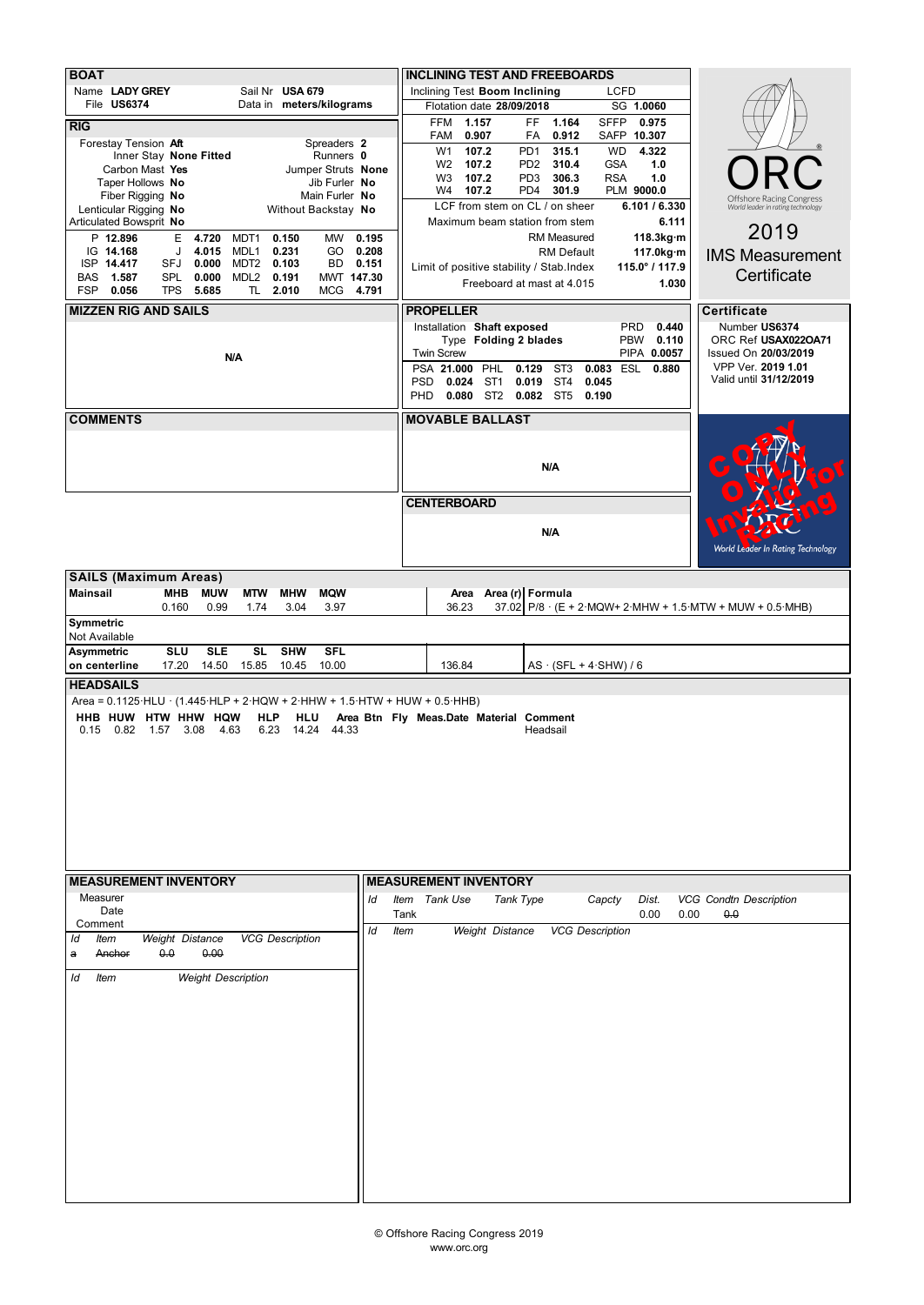## BOAT

Name **LADY GREY** — Sail Nr **USA 679**
File **US6374** — Data in **meters/kilograms**

## RIG

| | | | |
|---|---|---|---|
| Forestay Tension **Aft** | | Spreaders **2** | |
| Inner Stay **None Fitted** | | Runners **0** | |
| Carbon Mast **Yes** | | Jumper Struts **None** | |
| Taper Hollows **No** | | Jib Furler **No** | |
| Fiber Rigging **No** | | Main Furler **No** | |
| Lenticular Rigging **No** | | Without Backstay **No** | |
| Articulated Bowsprit **No** | | | |

| | | | | | | | |
|---|---|---|---|---|---|---|---|
| P | **12.896** | E | **4.720** | MDT1 | **0.150** | MW | **0.195** |
| IG | **14.168** | J | **4.015** | MDL1 | **0.231** | GO | **0.208** |
| ISP | **14.417** | SFJ | **0.000** | MDT2 | **0.103** | BD | **0.151** |
| BAS | **1.587** | SPL | **0.000** | MDL2 | **0.191** | MWT | **147.30** |
| FSP | **0.056** | TPS | **5.685** | TL | **2.010** | MCG | **4.791** |

## INCLINING TEST AND FREEBOARDS

Inclining Test **Boom Inclining** — LCFD
Flotation date **28/09/2018** — SG **1.0060**

| | | | | | |
|---|---|---|---|---|---|
| FFM | **1.157** | FF | **1.164** | SFFP | **0.975** |
| FAM | **0.907** | FA | **0.912** | SAFP | **10.307** |
| W1 | **107.2** | PD1 | **315.1** | WD | **4.322** |
| W2 | **107.2** | PD2 | **310.4** | GSA | **1.0** |
| W3 | **107.2** | PD3 | **306.3** | RSA | **1.0** |
| W4 | **107.2** | PD4 | **301.9** | PLM | **9000.0** |

| | |
|---|---|
| LCF from stem on CL / on sheer | **6.101 / 6.330** |
| Maximum beam station from stem | **6.111** |
| RM Measured | **118.3kg·m** |
| RM Default | **117.0kg·m** |
| Limit of positive stability / Stab.Index | **115.0° / 117.9** |
| Freeboard at mast at 4.015 | **1.030** |

2019
IMS Measurement Certificate

## MIZZEN RIG AND SAILS

N/A

## PROPELLER

Installation **Shaft exposed** — PRD **0.440**
Type **Folding 2 blades** — PBW **0.110**
Twin Screw — PIPA **0.0057**

| | | | | | | | |
|---|---|---|---|---|---|---|---|
| PSA | **21.000** | PHL | **0.129** | ST3 | **0.083** | ESL | **0.880** |
| PSD | **0.024** | ST1 | **0.019** | ST4 | **0.045** | | |
| PHD | **0.080** | ST2 | **0.082** | ST5 | **0.190** | | |

## Certificate

Number **US6374**
ORC Ref **USAX022OA71**
Issued On **20/03/2019**
VPP Ver. **2019 1.01**
Valid until **31/12/2019**

## COMMENTS

## MOVABLE BALLAST

N/A

## CENTERBOARD

N/A

## SAILS (Maximum Areas)

| Mainsail | MHB | MUW | MTW | MHW | MQW | Area | Area (r) | Formula |
|---|---|---|---|---|---|---|---|---|
| | 0.160 | 0.99 | 1.74 | 3.04 | 3.97 | 36.23 | 37.02 | P/8 · (E + 2·MQW+ 2·MHW + 1.5·MTW + MUW + 0.5·MHB) |

**Symmetric**
Not Available

| Asymmetric on centerline | SLU | SLE | SL | SHW | SFL | Area | Formula |
|---|---|---|---|---|---|---|---|
| | 17.20 | 14.50 | 15.85 | 10.45 | 10.00 | 136.84 | AS · (SFL + 4·SHW) / 6 |

## HEADSAILS

Area = 0.1125·HLU · (1.445·HLP + 2·HQW + 2·HHW + 1.5·HTW + HUW + 0.5·HHB)

| HHB | HUW | HTW | HHW | HQW | HLP | HLU | Area | Btn | Fly | Meas.Date | Material | Comment |
|---|---|---|---|---|---|---|---|---|---|---|---|---|
| 0.15 | 0.82 | 1.57 | 3.08 | 4.63 | 6.23 | 14.24 | 44.33 | | | | | Headsail |

## MEASUREMENT INVENTORY

Measurer
Date
Comment

| Id | Item | Weight | Distance | VCG | Description |
|---|---|---|---|---|---|
| ~~a~~ | ~~Anchor~~ | ~~0.0~~ | ~~0.00~~ | | |

| Id | Item | Weight | Description |
|---|---|---|---|

## MEASUREMENT INVENTORY

| Id | Item | Tank Use | Tank Type | Capcty | Dist. | VCG | Condtn | Description |
|---|---|---|---|---|---|---|---|---|
| | Tank | | | | 0.00 | 0.00 | ~~0.0~~ | |

| Id | Item | Weight | Distance | VCG | Description |
|---|---|---|---|---|---|

© Offshore Racing Congress 2019
www.orc.org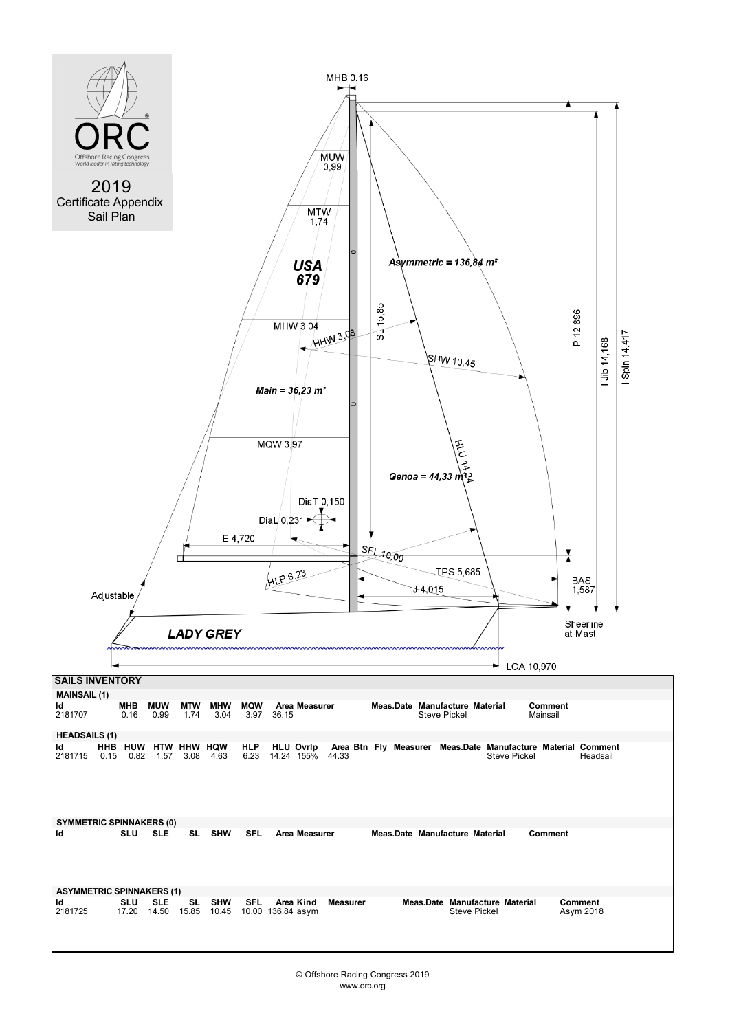ORC
Offshore Racing Congress
World leader in rating technology

2019
Certificate Appendix
Sail Plan

MHB 0,16
MUW 0,99
MTW 1,74
USA 679
Asymmetric = 136,84 m²
SL 15,85
MHW 3,04
HHW 3,08
SHW 10,45
P 12,896
I Jib 14,168
I Spin 14,417
Main = 36,23 m²
MQW 3,97
HLU 14,24
Genoa = 44,33 m²
DiaT 0,150
DiaL 0,231
E 4,720
SFL 10,00
HLP 6,23
TPS 5,685
J 4,015
BAS 1,587
Adjustable
LADY GREY
Sheerline at Mast
LOA 10,970

## SAILS INVENTORY

### MAINSAIL (1)

| Id | MHB | MUW | MTW | MHW | MQW | Area | Measurer | Meas.Date | Manufacture | Material | Comment |
|---|---|---|---|---|---|---|---|---|---|---|---|
| 2181707 | 0.16 | 0.99 | 1.74 | 3.04 | 3.97 | 36.15 | | | Steve Pickel | | Mainsail |

### HEADSAILS (1)

| Id | HHB | HUW | HTW | HHW | HQW | HLP | HLU | Ovrlp | Area | Btn | Fly | Measurer | Meas.Date | Manufacture | Material | Comment |
|---|---|---|---|---|---|---|---|---|---|---|---|---|---|---|---|---|
| 2181715 | 0.15 | 0.82 | 1.57 | 3.08 | 4.63 | 6.23 | 14.24 | 155% | 44.33 | | | | | Steve Pickel | | Headsail |

### SYMMETRIC SPINNAKERS (0)

| Id | SLU | SLE | SL | SHW | SFL | Area | Measurer | Meas.Date | Manufacture | Material | Comment |
|---|---|---|---|---|---|---|---|---|---|---|---|

### ASYMMETRIC SPINNAKERS (1)

| Id | SLU | SLE | SL | SHW | SFL | Area | Kind | Measurer | Meas.Date | Manufacture | Material | Comment |
|---|---|---|---|---|---|---|---|---|---|---|---|---|
| 2181725 | 17.20 | 14.50 | 15.85 | 10.45 | 10.00 | 136.84 | asym | | | Steve Pickel | | Asym 2018 |

© Offshore Racing Congress 2019
www.orc.org